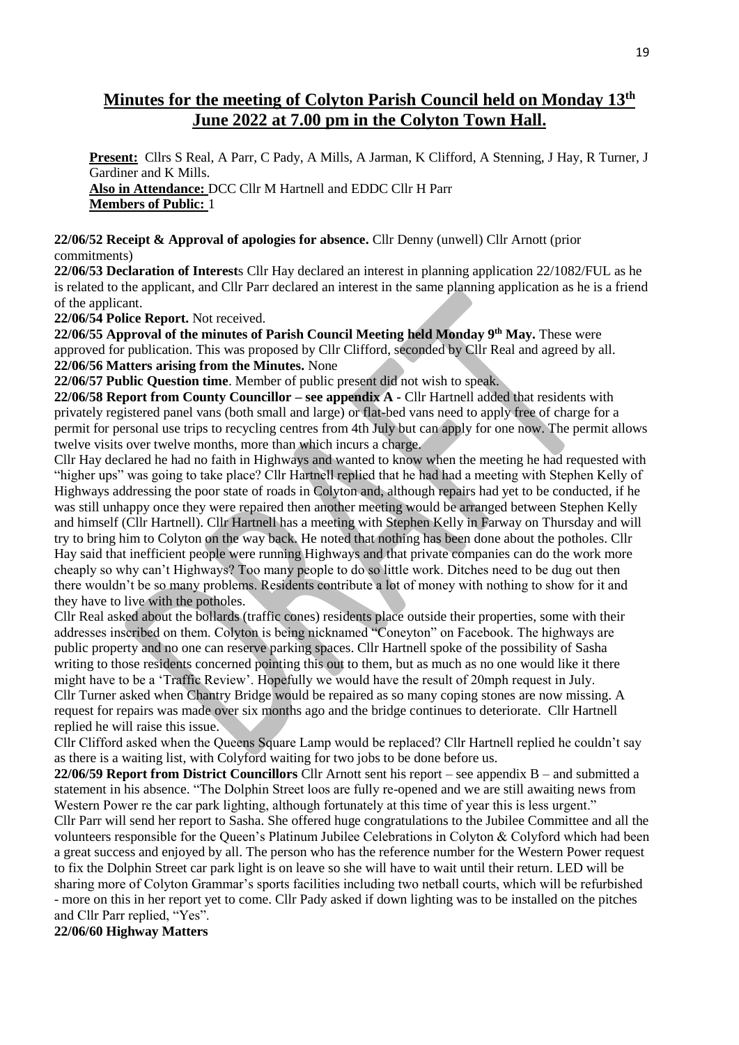# Minutes for the meeting of Colyton Parish Council held on Monday 13th June 2022 at 7.00 pm in the Colyton Town Hall.

**Present:** Cllrs S Real, A Parr, C Pady, A Mills, A Jarman, K Clifford, A Stenning, J Hay, R Turner, J Gardiner and K Mills.
**Also in Attendance:** DCC Cllr M Hartnell and EDDC Cllr H Parr
**Members of Public:** 1

**22/06/52 Receipt & Approval of apologies for absence.** Cllr Denny (unwell) Cllr Arnott (prior commitments)

**22/06/53 Declaration of Interest**s Cllr Hay declared an interest in planning application 22/1082/FUL as he is related to the applicant, and Cllr Parr declared an interest in the same planning application as he is a friend of the applicant.

**22/06/54 Police Report.** Not received.

**22/06/55 Approval of the minutes of Parish Council Meeting held Monday 9th May.** These were approved for publication. This was proposed by Cllr Clifford, seconded by Cllr Real and agreed by all.

**22/06/56 Matters arising from the Minutes.** None

**22/06/57 Public Question time**. Member of public present did not wish to speak.

**22/06/58 Report from County Councillor – see appendix A -** Cllr Hartnell added that residents with privately registered panel vans (both small and large) or flat-bed vans need to apply free of charge for a permit for personal use trips to recycling centres from 4th July but can apply for one now. The permit allows twelve visits over twelve months, more than which incurs a charge.

Cllr Hay declared he had no faith in Highways and wanted to know when the meeting he had requested with "higher ups" was going to take place? Cllr Hartnell replied that he had had a meeting with Stephen Kelly of Highways addressing the poor state of roads in Colyton and, although repairs had yet to be conducted, if he was still unhappy once they were repaired then another meeting would be arranged between Stephen Kelly and himself (Cllr Hartnell). Cllr Hartnell has a meeting with Stephen Kelly in Farway on Thursday and will try to bring him to Colyton on the way back. He noted that nothing has been done about the potholes. Cllr Hay said that inefficient people were running Highways and that private companies can do the work more cheaply so why can't Highways? Too many people to do so little work. Ditches need to be dug out then there wouldn't be so many problems. Residents contribute a lot of money with nothing to show for it and they have to live with the potholes.

Cllr Real asked about the bollards (traffic cones) residents place outside their properties, some with their addresses inscribed on them. Colyton is being nicknamed "Coneyton" on Facebook. The highways are public property and no one can reserve parking spaces. Cllr Hartnell spoke of the possibility of Sasha writing to those residents concerned pointing this out to them, but as much as no one would like it there might have to be a 'Traffic Review'. Hopefully we would have the result of 20mph request in July.

Cllr Turner asked when Chantry Bridge would be repaired as so many coping stones are now missing. A request for repairs was made over six months ago and the bridge continues to deteriorate. Cllr Hartnell replied he will raise this issue.

Cllr Clifford asked when the Queens Square Lamp would be replaced? Cllr Hartnell replied he couldn't say as there is a waiting list, with Colyford waiting for two jobs to be done before us.

**22/06/59 Report from District Councillors** Cllr Arnott sent his report – see appendix B – and submitted a statement in his absence. "The Dolphin Street loos are fully re-opened and we are still awaiting news from Western Power re the car park lighting, although fortunately at this time of year this is less urgent."

Cllr Parr will send her report to Sasha. She offered huge congratulations to the Jubilee Committee and all the volunteers responsible for the Queen's Platinum Jubilee Celebrations in Colyton & Colyford which had been a great success and enjoyed by all. The person who has the reference number for the Western Power request to fix the Dolphin Street car park light is on leave so she will have to wait until their return. LED will be sharing more of Colyton Grammar's sports facilities including two netball courts, which will be refurbished - more on this in her report yet to come. Cllr Pady asked if down lighting was to be installed on the pitches and Cllr Parr replied, "Yes".

**22/06/60 Highway Matters**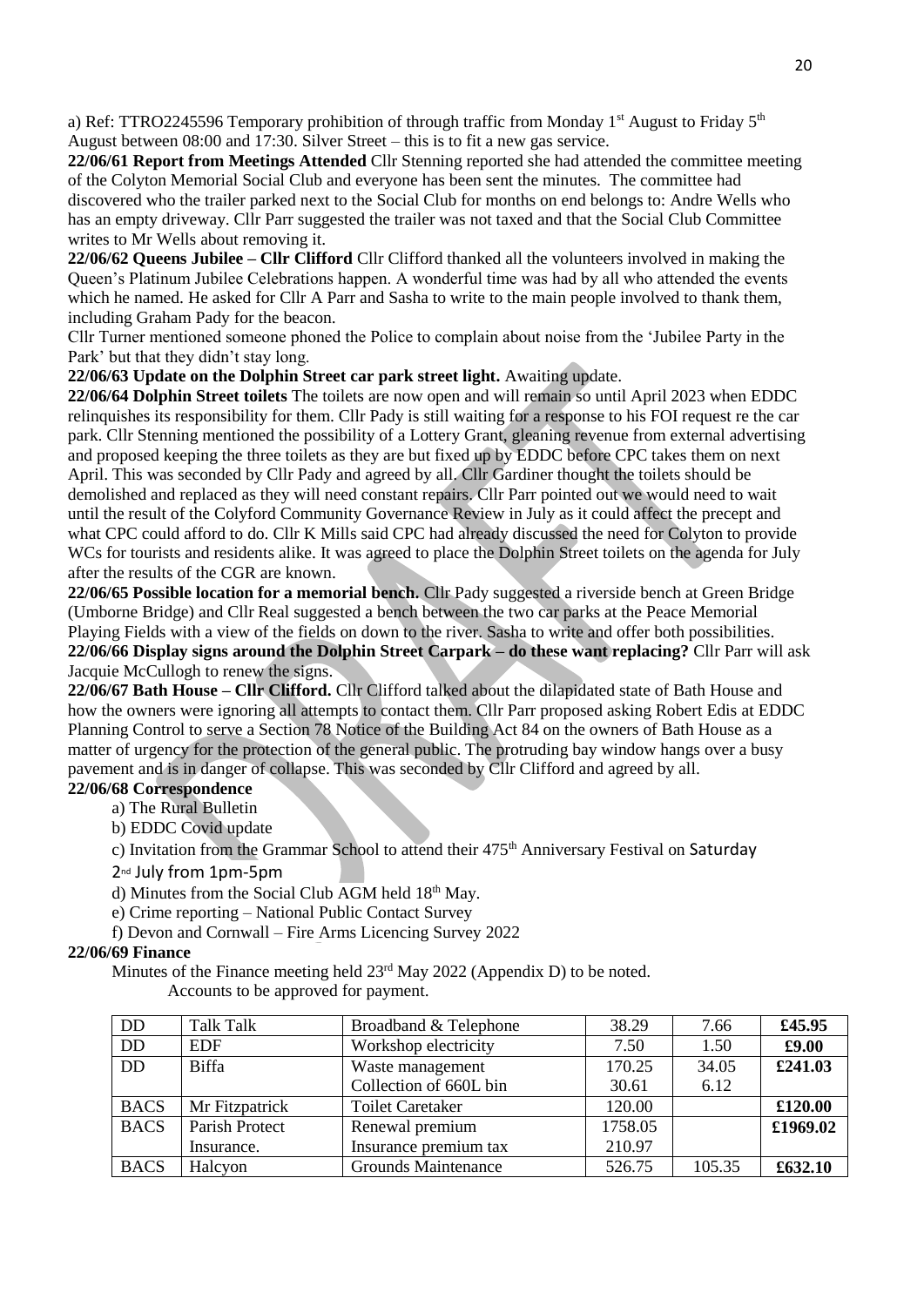a) Ref: TTRO2245596 Temporary prohibition of through traffic from Monday 1st August to Friday 5th August between 08:00 and 17:30. Silver Street – this is to fit a new gas service.

**22/06/61 Report from Meetings Attended** Cllr Stenning reported she had attended the committee meeting of the Colyton Memorial Social Club and everyone has been sent the minutes. The committee had discovered who the trailer parked next to the Social Club for months on end belongs to: Andre Wells who has an empty driveway. Cllr Parr suggested the trailer was not taxed and that the Social Club Committee writes to Mr Wells about removing it.

**22/06/62 Queens Jubilee – Cllr Clifford** Cllr Clifford thanked all the volunteers involved in making the Queen's Platinum Jubilee Celebrations happen. A wonderful time was had by all who attended the events which he named. He asked for Cllr A Parr and Sasha to write to the main people involved to thank them, including Graham Pady for the beacon.

Cllr Turner mentioned someone phoned the Police to complain about noise from the 'Jubilee Party in the Park' but that they didn't stay long.

**22/06/63 Update on the Dolphin Street car park street light.** Awaiting update.

**22/06/64 Dolphin Street toilets** The toilets are now open and will remain so until April 2023 when EDDC relinquishes its responsibility for them. Cllr Pady is still waiting for a response to his FOI request re the car park. Cllr Stenning mentioned the possibility of a Lottery Grant, gleaning revenue from external advertising and proposed keeping the three toilets as they are but fixed up by EDDC before CPC takes them on next April. This was seconded by Cllr Pady and agreed by all. Cllr Gardiner thought the toilets should be demolished and replaced as they will need constant repairs. Cllr Parr pointed out we would need to wait until the result of the Colyford Community Governance Review in July as it could affect the precept and what CPC could afford to do. Cllr K Mills said CPC had already discussed the need for Colyton to provide WCs for tourists and residents alike. It was agreed to place the Dolphin Street toilets on the agenda for July after the results of the CGR are known.

**22/06/65 Possible location for a memorial bench.** Cllr Pady suggested a riverside bench at Green Bridge (Umborne Bridge) and Cllr Real suggested a bench between the two car parks at the Peace Memorial Playing Fields with a view of the fields on down to the river. Sasha to write and offer both possibilities.

**22/06/66 Display signs around the Dolphin Street Carpark – do these want replacing?** Cllr Parr will ask Jacquie McCullogh to renew the signs.

**22/06/67 Bath House – Cllr Clifford.** Cllr Clifford talked about the dilapidated state of Bath House and how the owners were ignoring all attempts to contact them. Cllr Parr proposed asking Robert Edis at EDDC Planning Control to serve a Section 78 Notice of the Building Act 84 on the owners of Bath House as a matter of urgency for the protection of the general public. The protruding bay window hangs over a busy pavement and is in danger of collapse. This was seconded by Cllr Clifford and agreed by all.

**22/06/68 Correspondence**

a) The Rural Bulletin
b) EDDC Covid update
c) Invitation from the Grammar School to attend their 475th Anniversary Festival on Saturday 2nd July from 1pm-5pm
d) Minutes from the Social Club AGM held 18th May.
e) Crime reporting – National Public Contact Survey
f) Devon and Cornwall – Fire Arms Licencing Survey 2022

**22/06/69 Finance**

Minutes of the Finance meeting held 23rd May 2022 (Appendix D) to be noted.

Accounts to be approved for payment.

| | | | | | |
|---|---|---|---|---|---|
| DD | Talk Talk | Broadband & Telephone | 38.29 | 7.66 | **£45.95** |
| DD | EDF | Workshop electricity | 7.50 | 1.50 | **£9.00** |
| DD | Biffa | Waste management<br>Collection of 660L bin | 170.25<br>30.61 | 34.05<br>6.12 | **£241.03** |
| BACS | Mr Fitzpatrick | Toilet Caretaker | 120.00 | | **£120.00** |
| BACS | Parish Protect Insurance. | Renewal premium<br>Insurance premium tax | 1758.05<br>210.97 | | **£1969.02** |
| BACS | Halcyon | Grounds Maintenance | 526.75 | 105.35 | **£632.10** |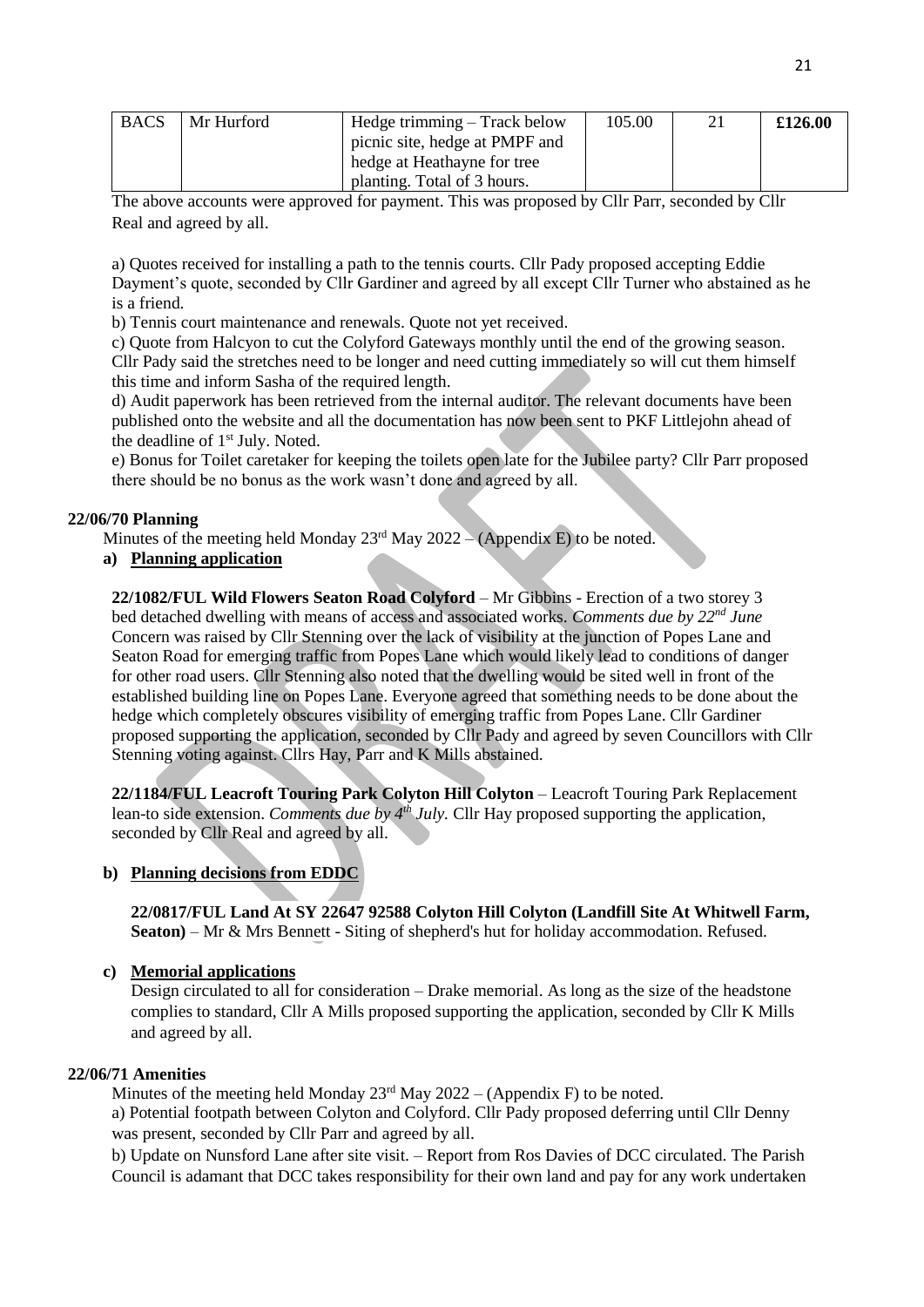| BACS | Mr Hurford | Hedge trimming – Track below picnic site, hedge at PMPF and hedge at Heathayne for tree planting. Total of 3 hours. | 105.00 | 21 | **£126.00** |
|---|---|---|---|---|---|

The above accounts were approved for payment. This was proposed by Cllr Parr, seconded by Cllr Real and agreed by all.

a) Quotes received for installing a path to the tennis courts. Cllr Pady proposed accepting Eddie Dayment's quote, seconded by Cllr Gardiner and agreed by all except Cllr Turner who abstained as he is a friend.

b) Tennis court maintenance and renewals. Quote not yet received.

c) Quote from Halcyon to cut the Colyford Gateways monthly until the end of the growing season. Cllr Pady said the stretches need to be longer and need cutting immediately so will cut them himself this time and inform Sasha of the required length.

d) Audit paperwork has been retrieved from the internal auditor. The relevant documents have been published onto the website and all the documentation has now been sent to PKF Littlejohn ahead of the deadline of 1st July. Noted.

e) Bonus for Toilet caretaker for keeping the toilets open late for the Jubilee party? Cllr Parr proposed there should be no bonus as the work wasn't done and agreed by all.

**22/06/70 Planning**

Minutes of the meeting held Monday 23rd May 2022 – (Appendix E) to be noted.

**a) Planning application**

**22/1082/FUL Wild Flowers Seaton Road Colyford** – Mr Gibbins - Erection of a two storey 3 bed detached dwelling with means of access and associated works. *Comments due by 22nd June* Concern was raised by Cllr Stenning over the lack of visibility at the junction of Popes Lane and Seaton Road for emerging traffic from Popes Lane which would likely lead to conditions of danger for other road users. Cllr Stenning also noted that the dwelling would be sited well in front of the established building line on Popes Lane. Everyone agreed that something needs to be done about the hedge which completely obscures visibility of emerging traffic from Popes Lane. Cllr Gardiner proposed supporting the application, seconded by Cllr Pady and agreed by seven Councillors with Cllr Stenning voting against. Cllrs Hay, Parr and K Mills abstained.

**22/1184/FUL Leacroft Touring Park Colyton Hill Colyton** – Leacroft Touring Park Replacement lean-to side extension. *Comments due by 4th July.* Cllr Hay proposed supporting the application, seconded by Cllr Real and agreed by all.

**b) Planning decisions from EDDC**

**22/0817/FUL Land At SY 22647 92588 Colyton Hill Colyton (Landfill Site At Whitwell Farm, Seaton)** – Mr & Mrs Bennett - Siting of shepherd's hut for holiday accommodation. Refused.

**c) Memorial applications**

Design circulated to all for consideration – Drake memorial. As long as the size of the headstone complies to standard, Cllr A Mills proposed supporting the application, seconded by Cllr K Mills and agreed by all.

**22/06/71 Amenities**

Minutes of the meeting held Monday 23rd May 2022 – (Appendix F) to be noted.

a) Potential footpath between Colyton and Colyford. Cllr Pady proposed deferring until Cllr Denny was present, seconded by Cllr Parr and agreed by all.

b) Update on Nunsford Lane after site visit. – Report from Ros Davies of DCC circulated. The Parish Council is adamant that DCC takes responsibility for their own land and pay for any work undertaken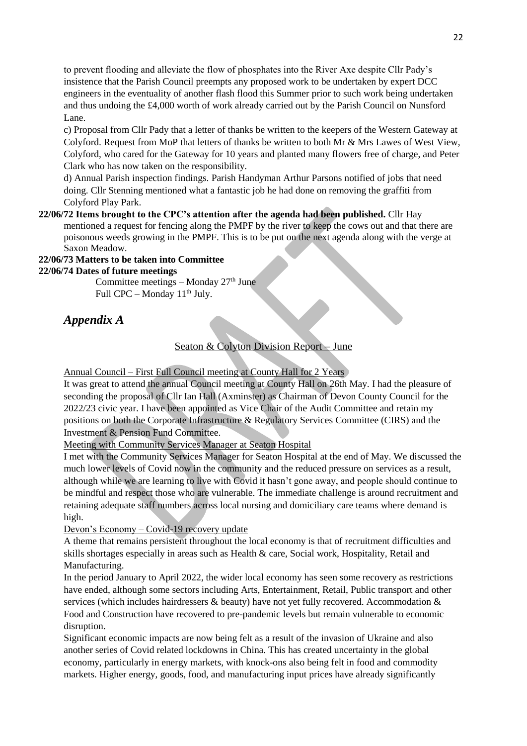to prevent flooding and alleviate the flow of phosphates into the River Axe despite Cllr Pady's insistence that the Parish Council preempts any proposed work to be undertaken by expert DCC engineers in the eventuality of another flash flood this Summer prior to such work being undertaken and thus undoing the £4,000 worth of work already carried out by the Parish Council on Nunsford Lane.

c) Proposal from Cllr Pady that a letter of thanks be written to the keepers of the Western Gateway at Colyford. Request from MoP that letters of thanks be written to both Mr & Mrs Lawes of West View, Colyford, who cared for the Gateway for 10 years and planted many flowers free of charge, and Peter Clark who has now taken on the responsibility.

d) Annual Parish inspection findings. Parish Handyman Arthur Parsons notified of jobs that need doing. Cllr Stenning mentioned what a fantastic job he had done on removing the graffiti from Colyford Play Park.

**22/06/72 Items brought to the CPC's attention after the agenda had been published.** Cllr Hay mentioned a request for fencing along the PMPF by the river to keep the cows out and that there are poisonous weeds growing in the PMPF. This is to be put on the next agenda along with the verge at Saxon Meadow.

**22/06/73 Matters to be taken into Committee**

**22/06/74 Dates of future meetings**

Committee meetings – Monday 27th June
Full CPC – Monday 11th July.

## *Appendix A*

<u>Seaton & Colyton Division Report – June</u>

<u>Annual Council – First Full Council meeting at County Hall for 2 Years</u>

It was great to attend the annual Council meeting at County Hall on 26th May. I had the pleasure of seconding the proposal of Cllr Ian Hall (Axminster) as Chairman of Devon County Council for the 2022/23 civic year. I have been appointed as Vice Chair of the Audit Committee and retain my positions on both the Corporate Infrastructure & Regulatory Services Committee (CIRS) and the Investment & Pension Fund Committee.

<u>Meeting with Community Services Manager at Seaton Hospital</u>

I met with the Community Services Manager for Seaton Hospital at the end of May. We discussed the much lower levels of Covid now in the community and the reduced pressure on services as a result, although while we are learning to live with Covid it hasn't gone away, and people should continue to be mindful and respect those who are vulnerable. The immediate challenge is around recruitment and retaining adequate staff numbers across local nursing and domiciliary care teams where demand is high.

<u>Devon's Economy – Covid-19 recovery update</u>

A theme that remains persistent throughout the local economy is that of recruitment difficulties and skills shortages especially in areas such as Health & care, Social work, Hospitality, Retail and Manufacturing.

In the period January to April 2022, the wider local economy has seen some recovery as restrictions have ended, although some sectors including Arts, Entertainment, Retail, Public transport and other services (which includes hairdressers & beauty) have not yet fully recovered. Accommodation & Food and Construction have recovered to pre-pandemic levels but remain vulnerable to economic disruption.

Significant economic impacts are now being felt as a result of the invasion of Ukraine and also another series of Covid related lockdowns in China. This has created uncertainty in the global economy, particularly in energy markets, with knock-ons also being felt in food and commodity markets. Higher energy, goods, food, and manufacturing input prices have already significantly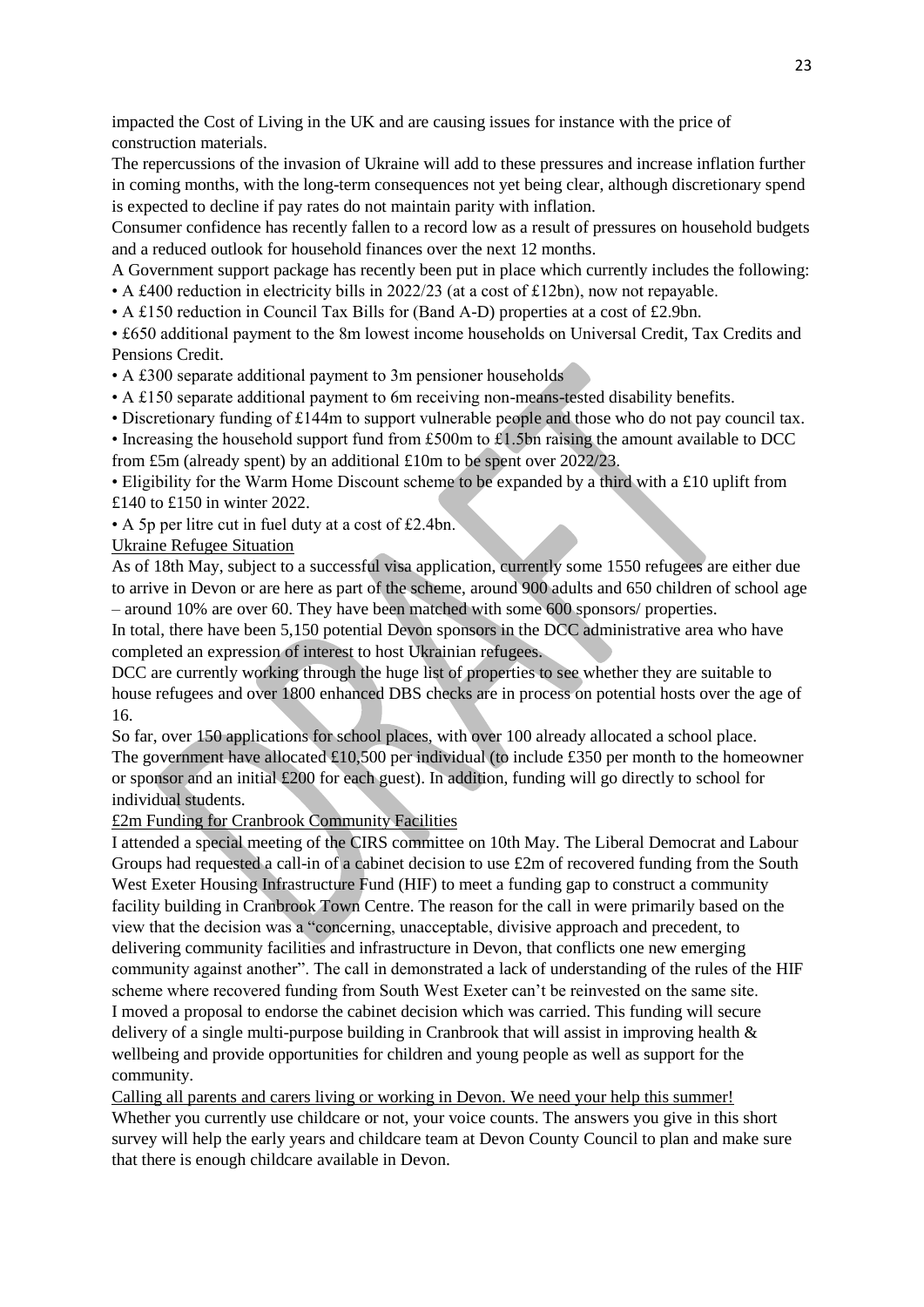impacted the Cost of Living in the UK and are causing issues for instance with the price of construction materials.

The repercussions of the invasion of Ukraine will add to these pressures and increase inflation further in coming months, with the long-term consequences not yet being clear, although discretionary spend is expected to decline if pay rates do not maintain parity with inflation.

Consumer confidence has recently fallen to a record low as a result of pressures on household budgets and a reduced outlook for household finances over the next 12 months.

A Government support package has recently been put in place which currently includes the following:

- A £400 reduction in electricity bills in 2022/23 (at a cost of £12bn), now not repayable.
- A £150 reduction in Council Tax Bills for (Band A-D) properties at a cost of £2.9bn.
- £650 additional payment to the 8m lowest income households on Universal Credit, Tax Credits and Pensions Credit.
- A £300 separate additional payment to 3m pensioner households
- A £150 separate additional payment to 6m receiving non-means-tested disability benefits.
- Discretionary funding of £144m to support vulnerable people and those who do not pay council tax.
- Increasing the household support fund from £500m to £1.5bn raising the amount available to DCC from £5m (already spent) by an additional £10m to be spent over 2022/23.
- Eligibility for the Warm Home Discount scheme to be expanded by a third with a £10 uplift from £140 to £150 in winter 2022.
- A 5p per litre cut in fuel duty at a cost of £2.4bn.

<u>Ukraine Refugee Situation</u>

As of 18th May, subject to a successful visa application, currently some 1550 refugees are either due to arrive in Devon or are here as part of the scheme, around 900 adults and 650 children of school age – around 10% are over 60. They have been matched with some 600 sponsors/ properties.

In total, there have been 5,150 potential Devon sponsors in the DCC administrative area who have completed an expression of interest to host Ukrainian refugees.

DCC are currently working through the huge list of properties to see whether they are suitable to house refugees and over 1800 enhanced DBS checks are in process on potential hosts over the age of 16.

So far, over 150 applications for school places, with over 100 already allocated a school place.

The government have allocated £10,500 per individual (to include £350 per month to the homeowner or sponsor and an initial £200 for each guest). In addition, funding will go directly to school for individual students.

<u>£2m Funding for Cranbrook Community Facilities</u>

I attended a special meeting of the CIRS committee on 10th May. The Liberal Democrat and Labour Groups had requested a call-in of a cabinet decision to use £2m of recovered funding from the South West Exeter Housing Infrastructure Fund (HIF) to meet a funding gap to construct a community facility building in Cranbrook Town Centre. The reason for the call in were primarily based on the view that the decision was a "concerning, unacceptable, divisive approach and precedent, to delivering community facilities and infrastructure in Devon, that conflicts one new emerging community against another". The call in demonstrated a lack of understanding of the rules of the HIF scheme where recovered funding from South West Exeter can't be reinvested on the same site.

I moved a proposal to endorse the cabinet decision which was carried. This funding will secure delivery of a single multi-purpose building in Cranbrook that will assist in improving health & wellbeing and provide opportunities for children and young people as well as support for the community.

<u>Calling all parents and carers living or working in Devon. We need your help this summer!</u>

Whether you currently use childcare or not, your voice counts. The answers you give in this short survey will help the early years and childcare team at Devon County Council to plan and make sure that there is enough childcare available in Devon.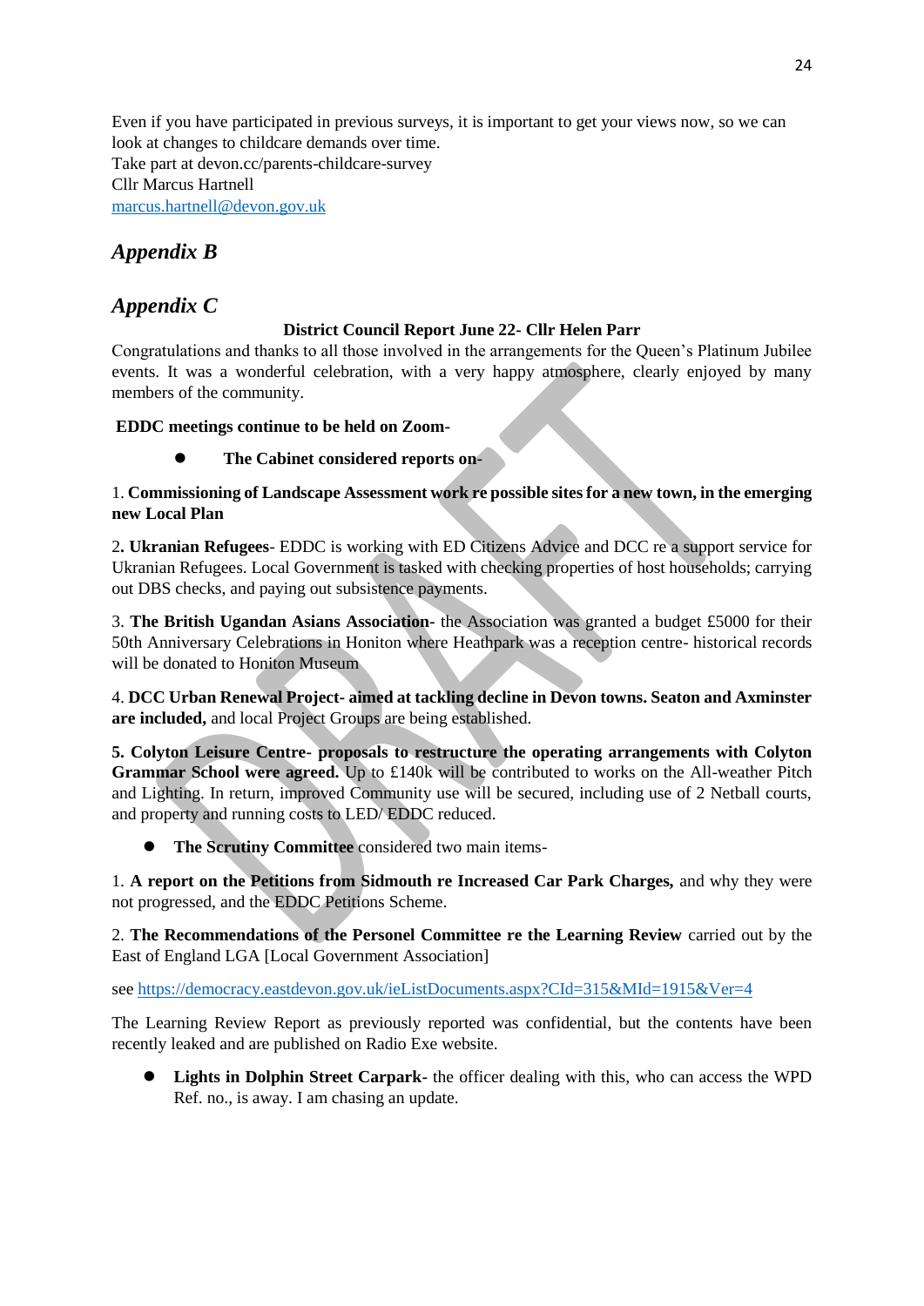Even if you have participated in previous surveys, it is important to get your views now, so we can look at changes to childcare demands over time.
Take part at devon.cc/parents-childcare-survey
Cllr Marcus Hartnell
[marcus.hartnell@devon.gov.uk](mailto:marcus.hartnell@devon.gov.uk)

## *Appendix B*

## *Appendix C*

**District Council Report June 22- Cllr Helen Parr**

Congratulations and thanks to all those involved in the arrangements for the Queen's Platinum Jubilee events. It was a wonderful celebration, with a very happy atmosphere, clearly enjoyed by many members of the community.

**EDDC meetings continue to be held on Zoom-**

- **The Cabinet considered reports on-**

1. **Commissioning of Landscape Assessment work re possible sites for a new town, in the emerging new Local Plan**

2. **Ukranian Refugees**- EDDC is working with ED Citizens Advice and DCC re a support service for Ukranian Refugees. Local Government is tasked with checking properties of host households; carrying out DBS checks, and paying out subsistence payments.

3. **The British Ugandan Asians Association**- the Association was granted a budget £5000 for their 50th Anniversary Celebrations in Honiton where Heathpark was a reception centre- historical records will be donated to Honiton Museum

4. **DCC Urban Renewal Project- aimed at tackling decline in Devon towns. Seaton and Axminster are included,** and local Project Groups are being established.

**5. Colyton Leisure Centre- proposals to restructure the operating arrangements with Colyton Grammar School were agreed.** Up to £140k will be contributed to works on the All-weather Pitch and Lighting. In return, improved Community use will be secured, including use of 2 Netball courts, and property and running costs to LED/ EDDC reduced.

- **The Scrutiny Committee** considered two main items-

1. **A report on the Petitions from Sidmouth re Increased Car Park Charges,** and why they were not progressed, and the EDDC Petitions Scheme.

2. **The Recommendations of the Personel Committee re the Learning Review** carried out by the East of England LGA [Local Government Association]

see [https://democracy.eastdevon.gov.uk/ieListDocuments.aspx?CId=315&MId=1915&Ver=4](https://democracy.eastdevon.gov.uk/ieListDocuments.aspx?CId=315&MId=1915&Ver=4)

The Learning Review Report as previously reported was confidential, but the contents have been recently leaked and are published on Radio Exe website.

- **Lights in Dolphin Street Carpark**- the officer dealing with this, who can access the WPD Ref. no., is away. I am chasing an update.